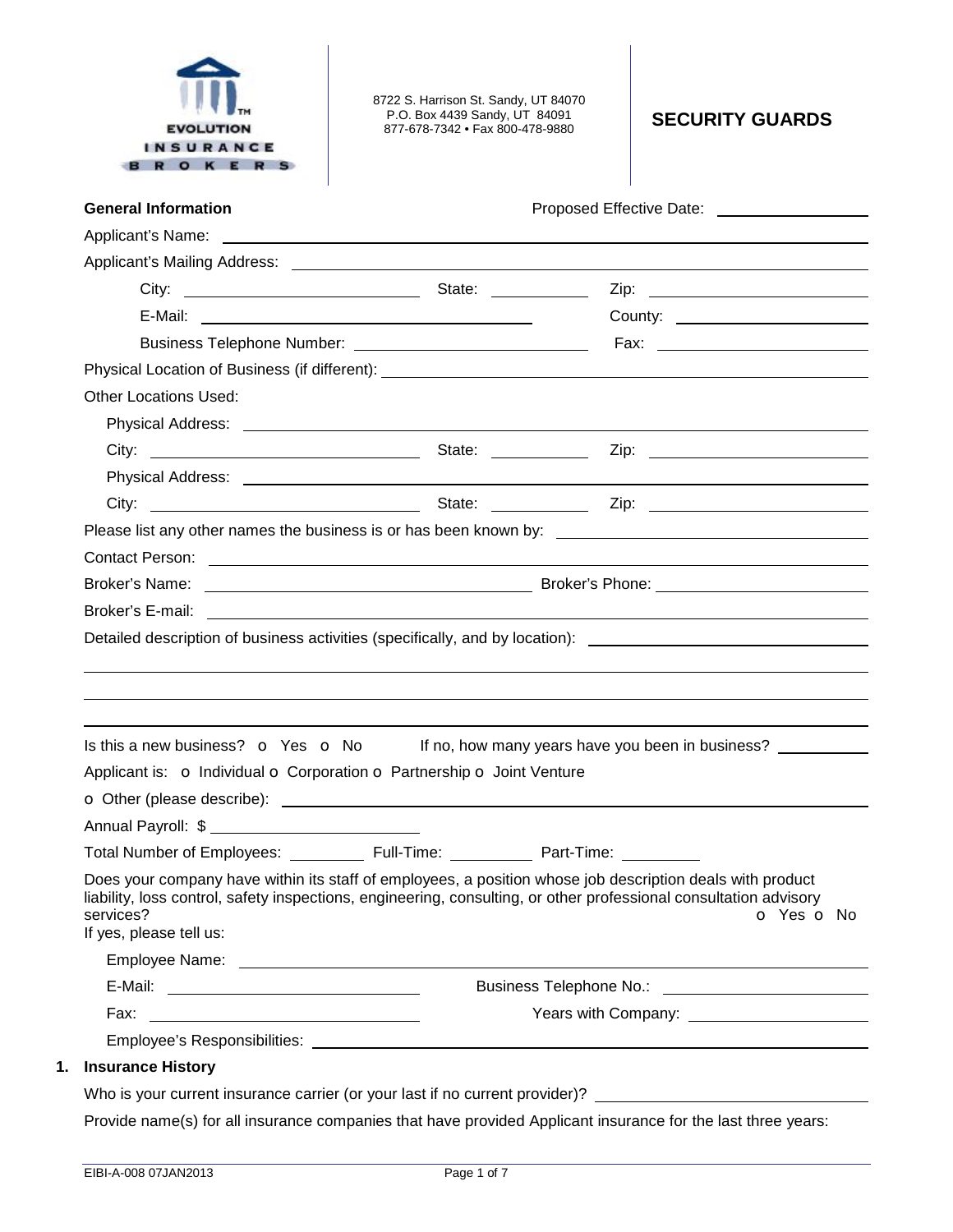EVOLUTION INSURANCE BROKERS

8722 S. Harrison St. Sandy, UT 84070
P.O. Box 4439 Sandy, UT 84091
877-678-7342 • Fax 800-478-9880

# SECURITY GUARDS

**General Information** Proposed Effective Date: ________________

Applicant's Name: ________________________________________________

Applicant's Mailing Address: ________________________________________________

City: ____________________ State: __________ Zip: ____________________

E-Mail: ______________________________ County: ____________________

Business Telephone Number: ____________________ Fax: ____________________

Physical Location of Business (if different): ________________________________________________

Other Locations Used:

Physical Address: ________________________________________________

City: ____________________ State: __________ Zip: ____________________

Physical Address: ________________________________________________

City: ____________________ State: __________ Zip: ____________________

Please list any other names the business is or has been known by: ______________________________

Contact Person: ________________________________________________

Broker's Name: ______________________________ Broker's Phone: ____________________

Broker's E-mail: ________________________________________________

Detailed description of business activities (specifically, and by location): ______________________________

________________________________________________

________________________________________________

________________________________________________

Is this a new business? o Yes o No If no, how many years have you been in business? __________

Applicant is: o Individual o Corporation o Partnership o Joint Venture

o Other (please describe): ________________________________________________

Annual Payroll: $ ____________________

Total Number of Employees: ________ Full-Time: ________ Part-Time: ________

Does your company have within its staff of employees, a position whose job description deals with product liability, loss control, safety inspections, engineering, consulting, or other professional consultation advisory services? o Yes o No

If yes, please tell us:

Employee Name: ________________________________________________

E-Mail: ____________________ Business Telephone No.: ____________________

Fax: ____________________ Years with Company: ____________________

Employee's Responsibilities: ________________________________________________

## 1. Insurance History

Who is your current insurance carrier (or your last if no current provider)? ______________________________

Provide name(s) for all insurance companies that have provided Applicant insurance for the last three years:

EIBI-A-008 07JAN2013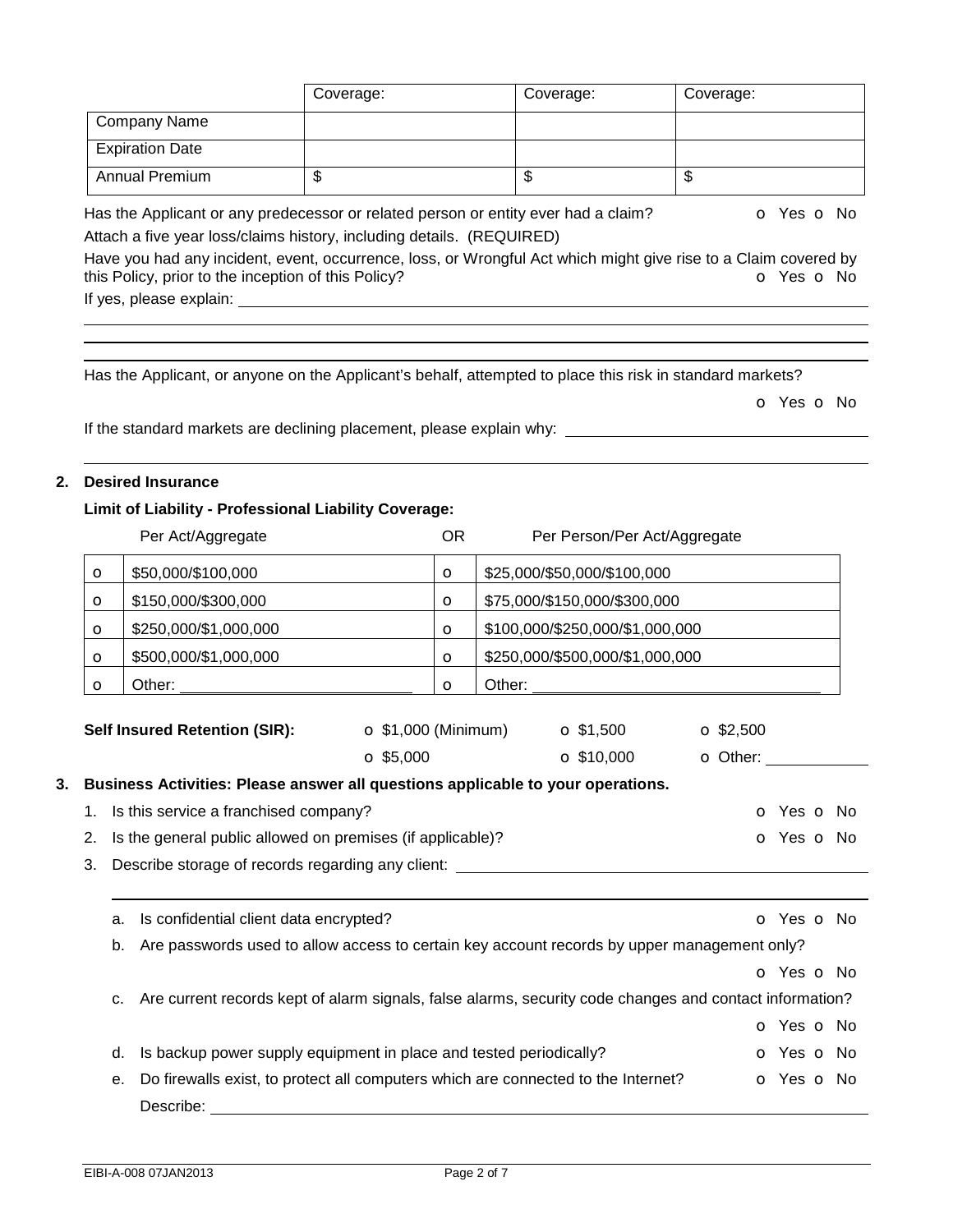| | Coverage: | Coverage: | Coverage: |
|---|---|---|---|
| Company Name | | | |
| Expiration Date | | | |
| Annual Premium | $ | $ | $ |

Has the Applicant or any predecessor or related person or entity ever had a claim? o Yes o No

Attach a five year loss/claims history, including details. (REQUIRED)

Have you had any incident, event, occurrence, loss, or Wrongful Act which might give rise to a Claim covered by this Policy, prior to the inception of this Policy? o Yes o No

If yes, please explain: ______________________________________________

Has the Applicant, or anyone on the Applicant's behalf, attempted to place this risk in standard markets? o Yes o No

If the standard markets are declining placement, please explain why: ______________________________________________

## 2. Desired Insurance

**Limit of Liability - Professional Liability Coverage:**

| | Per Act/Aggregate | OR | Per Person/Per Act/Aggregate |
|---|---|---|---|
| o | $50,000/$100,000 | o | $25,000/$50,000/$100,000 |
| o | $150,000/$300,000 | o | $75,000/$150,000/$300,000 |
| o | $250,000/$1,000,000 | o | $100,000/$250,000/$1,000,000 |
| o | $500,000/$1,000,000 | o | $250,000/$500,000/$1,000,000 |
| o | Other: ______________ | o | Other: ______________ |

**Self Insured Retention (SIR):** o $1,000 (Minimum) o $1,500 o $2,500 o $5,000 o $10,000 o Other: ________

## 3. Business Activities: Please answer all questions applicable to your operations.

1. Is this service a franchised company? o Yes o No
2. Is the general public allowed on premises (if applicable)? o Yes o No
3. Describe storage of records regarding any client: ______________________________________________
   a. Is confidential client data encrypted? o Yes o No
   b. Are passwords used to allow access to certain key account records by upper management only? o Yes o No
   c. Are current records kept of alarm signals, false alarms, security code changes and contact information? o Yes o No
   d. Is backup power supply equipment in place and tested periodically? o Yes o No
   e. Do firewalls exist, to protect all computers which are connected to the Internet? o Yes o No

      Describe: ______________________________________________

EIBI-A-008 07JAN2013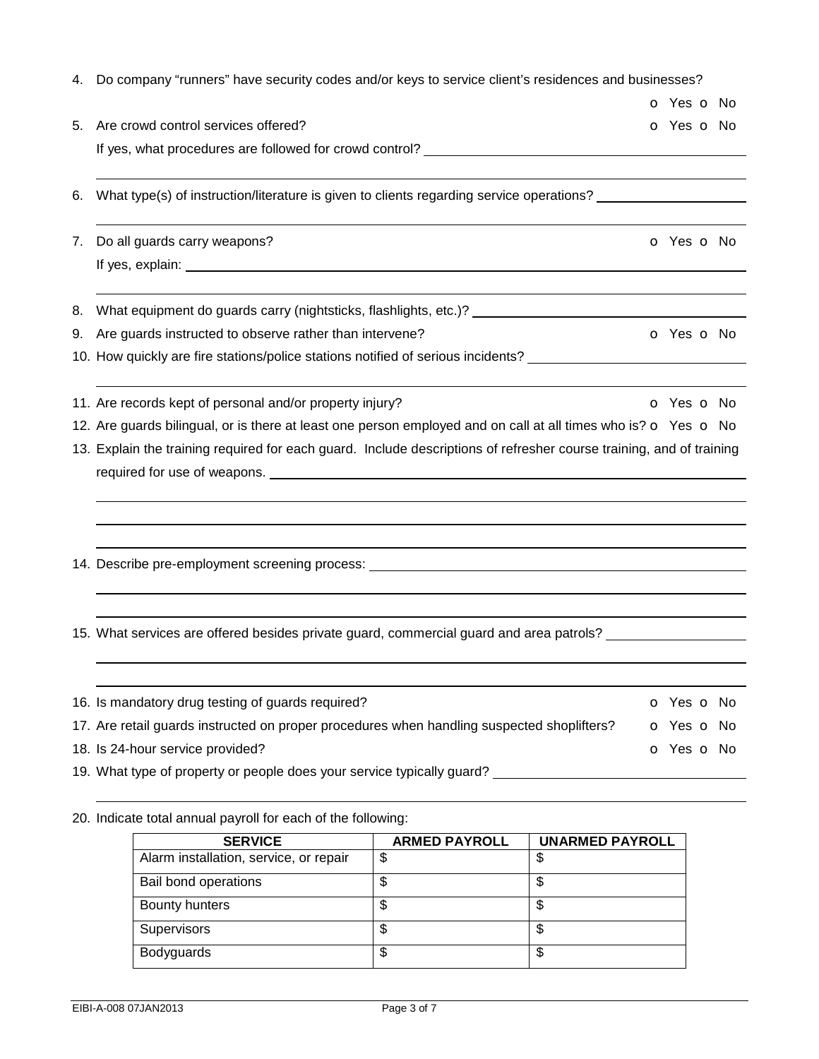4. Do company "runners" have security codes and/or keys to service client's residences and businesses?

   o Yes o No

5. Are crowd control services offered? o Yes o No

   If yes, what procedures are followed for crowd control? \_\_\_\_\_\_\_\_\_\_\_\_\_\_\_\_\_\_\_\_\_\_\_\_\_\_\_\_\_\_\_\_\_\_\_\_\_\_\_\_\_\_

6. What type(s) of instruction/literature is given to clients regarding service operations? \_\_\_\_\_\_\_\_\_\_\_\_\_\_\_\_\_\_\_\_

7. Do all guards carry weapons? o Yes o No

   If yes, explain: \_\_\_\_\_\_\_\_\_\_\_\_\_\_\_\_\_\_\_\_\_\_\_\_\_\_\_\_\_\_\_\_\_\_\_\_\_\_\_\_\_\_\_\_\_\_\_\_\_\_\_\_\_\_\_\_\_\_\_\_\_\_\_\_\_\_\_\_\_\_\_\_\_\_\_\_\_\_

8. What equipment do guards carry (nightsticks, flashlights, etc.)? \_\_\_\_\_\_\_\_\_\_\_\_\_\_\_\_\_\_\_\_\_\_\_\_\_\_\_\_\_\_\_\_\_\_\_\_\_\_\_

9. Are guards instructed to observe rather than intervene? o Yes o No

10. How quickly are fire stations/police stations notified of serious incidents? \_\_\_\_\_\_\_\_\_\_\_\_\_\_\_\_\_\_\_\_\_\_\_\_\_\_\_\_\_\_

11. Are records kept of personal and/or property injury? o Yes o No

12. Are guards bilingual, or is there at least one person employed and on call at all times who is? o Yes o No

13. Explain the training required for each guard. Include descriptions of refresher course training, and of training required for use of weapons. \_\_\_\_\_\_\_\_\_\_\_\_\_\_\_\_\_\_\_\_\_\_\_\_\_\_\_\_\_\_\_\_\_\_\_\_\_\_\_\_\_\_\_\_\_\_\_\_\_\_\_\_\_\_\_\_\_\_\_\_\_\_\_\_\_\_\_\_

14. Describe pre-employment screening process: \_\_\_\_\_\_\_\_\_\_\_\_\_\_\_\_\_\_\_\_\_\_\_\_\_\_\_\_\_\_\_\_\_\_\_\_\_\_\_\_\_\_\_\_\_\_\_\_\_\_\_\_\_\_

15. What services are offered besides private guard, commercial guard and area patrols? \_\_\_\_\_\_\_\_\_\_\_\_\_\_\_\_\_\_\_\_

16. Is mandatory drug testing of guards required? o Yes o No

17. Are retail guards instructed on proper procedures when handling suspected shoplifters? o Yes o No

18. Is 24-hour service provided? o Yes o No

19. What type of property or people does your service typically guard? \_\_\_\_\_\_\_\_\_\_\_\_\_\_\_\_\_\_\_\_\_\_\_\_\_\_\_\_\_\_\_\_\_\_\_\_

20. Indicate total annual payroll for each of the following:

| SERVICE | ARMED PAYROLL | UNARMED PAYROLL |
|---|---|---|
| Alarm installation, service, or repair | $ | $ |
| Bail bond operations | $ | $ |
| Bounty hunters | $ | $ |
| Supervisors | $ | $ |
| Bodyguards | $ | $ |

EIBI-A-008 07JAN2013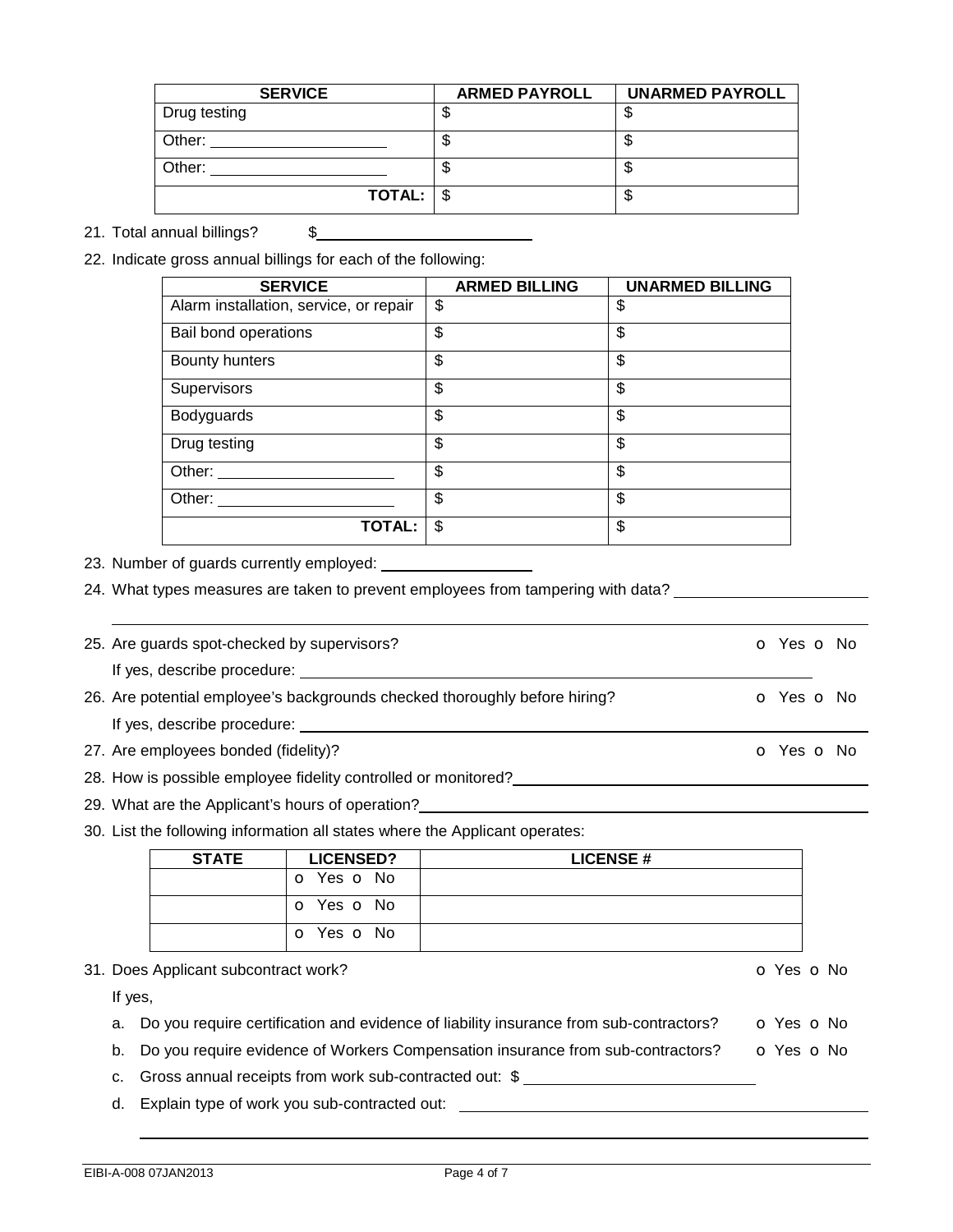| SERVICE | ARMED PAYROLL | UNARMED PAYROLL |
| --- | --- | --- |
| Drug testing | $ | $ |
| Other: ____________________ | $ | $ |
| Other: ____________________ | $ | $ |
| **TOTAL:** | $ | $ |

21. Total annual billings? $_________________________

22. Indicate gross annual billings for each of the following:

| SERVICE | ARMED BILLING | UNARMED BILLING |
| --- | --- | --- |
| Alarm installation, service, or repair | $ | $ |
| Bail bond operations | $ | $ |
| Bounty hunters | $ | $ |
| Supervisors | $ | $ |
| Bodyguards | $ | $ |
| Drug testing | $ | $ |
| Other: ____________________ | $ | $ |
| Other: ____________________ | $ | $ |
| **TOTAL:** | $ | $ |

23. Number of guards currently employed: ________________

24. What types measures are taken to prevent employees from tampering with data? ______________________

______________________________________________________________________________

25. Are guards spot-checked by supervisors? o Yes o No

    If yes, describe procedure: ____________________________________________________________

26. Are potential employee's backgrounds checked thoroughly before hiring? o Yes o No

    If yes, describe procedure: ____________________________________________________________

27. Are employees bonded (fidelity)? o Yes o No

28. How is possible employee fidelity controlled or monitored? ________________________________________

29. What are the Applicant's hours of operation? ________________________________________________

30. List the following information all states where the Applicant operates:

| STATE | LICENSED? | LICENSE # |
| --- | --- | --- |
| | o Yes o No | |
| | o Yes o No | |
| | o Yes o No | |

31. Does Applicant subcontract work? o Yes o No

    If yes,

    a. Do you require certification and evidence of liability insurance from sub-contractors? o Yes o No

    b. Do you require evidence of Workers Compensation insurance from sub-contractors? o Yes o No

    c. Gross annual receipts from work sub-contracted out: $ __________________________

    d. Explain type of work you sub-contracted out: ____________________________________________

    ________________________________________________________________________________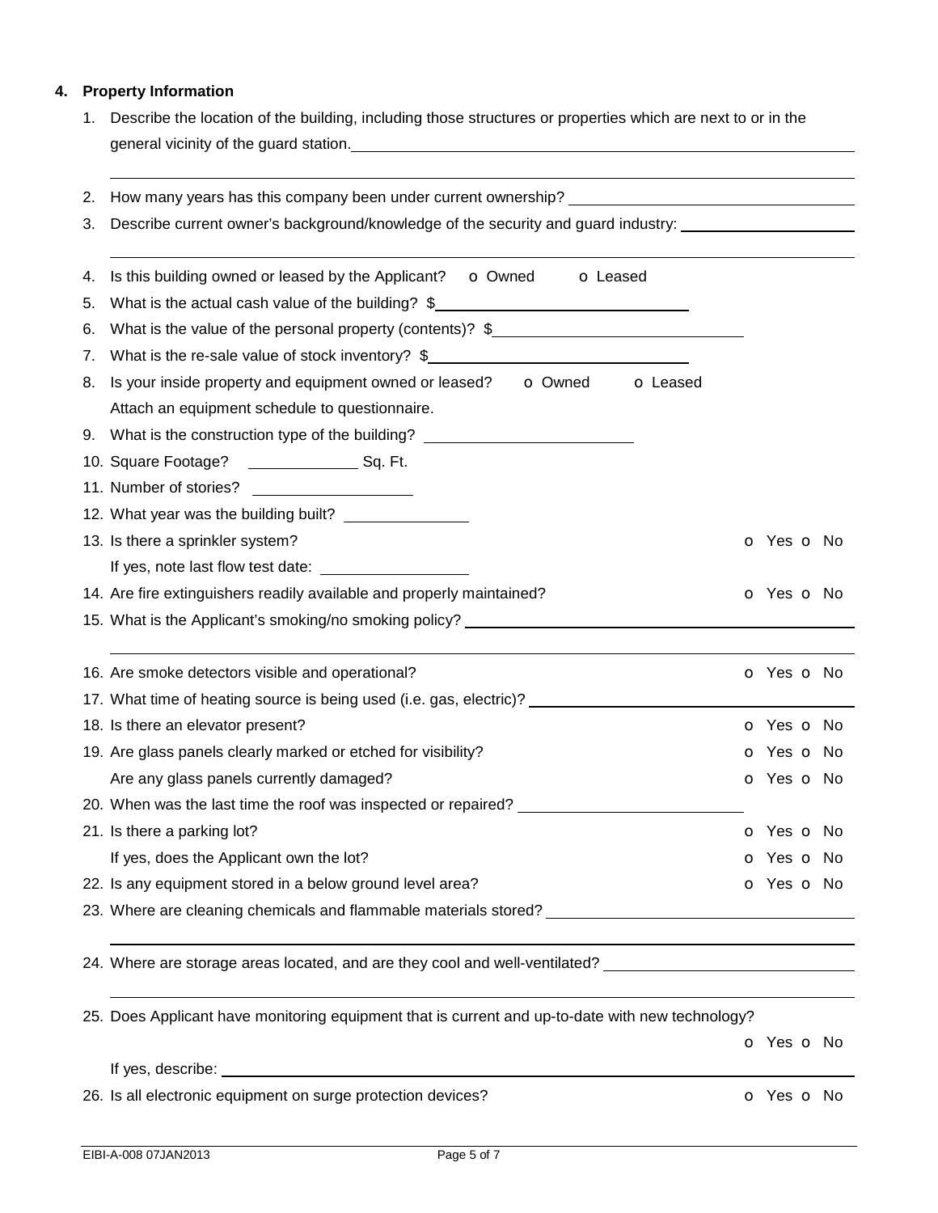## 4. Property Information

1. Describe the location of the building, including those structures or properties which are next to or in the general vicinity of the guard station. ____________________

   ____________________

2. How many years has this company been under current ownership? ____________________
3. Describe current owner's background/knowledge of the security and guard industry: ____________________

   ____________________

4. Is this building owned or leased by the Applicant? ☐ Owned ☐ Leased
5. What is the actual cash value of the building? $____________________
6. What is the value of the personal property (contents)? $____________________
7. What is the re-sale value of stock inventory? $____________________
8. Is your inside property and equipment owned or leased? ☐ Owned ☐ Leased

   Attach an equipment schedule to questionnaire.

9. What is the construction type of the building? ____________________
10. Square Footage? __________ Sq. Ft.
11. Number of stories? ____________________
12. What year was the building built? ____________________
13. Is there a sprinkler system? ☐ Yes ☐ No

    If yes, note last flow test date: ____________________

14. Are fire extinguishers readily available and properly maintained? ☐ Yes ☐ No
15. What is the Applicant's smoking/no smoking policy? ____________________

    ____________________

16. Are smoke detectors visible and operational? ☐ Yes ☐ No
17. What time of heating source is being used (i.e. gas, electric)? ____________________
18. Is there an elevator present? ☐ Yes ☐ No
19. Are glass panels clearly marked or etched for visibility? ☐ Yes ☐ No

    Are any glass panels currently damaged? ☐ Yes ☐ No

20. When was the last time the roof was inspected or repaired? ____________________
21. Is there a parking lot? ☐ Yes ☐ No

    If yes, does the Applicant own the lot? ☐ Yes ☐ No

22. Is any equipment stored in a below ground level area? ☐ Yes ☐ No
23. Where are cleaning chemicals and flammable materials stored? ____________________

    ____________________

24. Where are storage areas located, and are they cool and well-ventilated? ____________________

    ____________________

25. Does Applicant have monitoring equipment that is current and up-to-date with new technology? ☐ Yes ☐ No

    If yes, describe: ____________________

26. Is all electronic equipment on surge protection devices? ☐ Yes ☐ No

EIBI-A-008 07JAN2013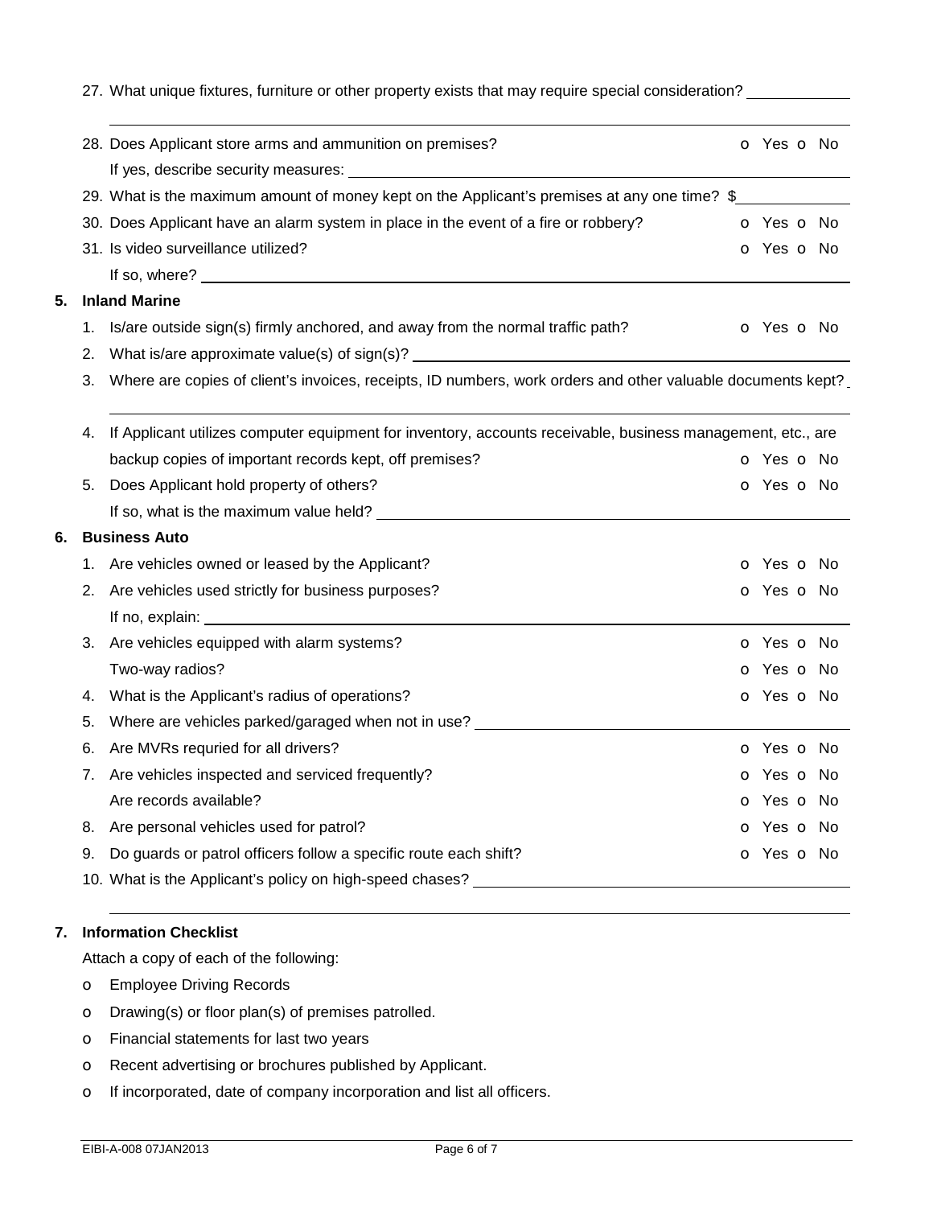27. What unique fixtures, furniture or other property exists that may require special consideration? ____________

_______________________________________________________________________________

28. Does Applicant store arms and ammunition on premises? o Yes o No

    If yes, describe security measures: ____________________________________________

29. What is the maximum amount of money kept on the Applicant's premises at any one time? $____________

30. Does Applicant have an alarm system in place in the event of a fire or robbery? o Yes o No

31. Is video surveillance utilized? o Yes o No

    If so, where? ____________________________________________

## 5. Inland Marine

1. Is/are outside sign(s) firmly anchored, and away from the normal traffic path? o Yes o No
2. What is/are approximate value(s) of sign(s)? ____________________________________________
3. Where are copies of client's invoices, receipts, ID numbers, work orders and other valuable documents kept? _

   _______________________________________________________________________________

4. If Applicant utilizes computer equipment for inventory, accounts receivable, business management, etc., are backup copies of important records kept, off premises? o Yes o No
5. Does Applicant hold property of others? o Yes o No

   If so, what is the maximum value held? ____________________________________________

## 6. Business Auto

1. Are vehicles owned or leased by the Applicant? o Yes o No
2. Are vehicles used strictly for business purposes? o Yes o No

   If no, explain: ____________________________________________

3. Are vehicles equipped with alarm systems? o Yes o No

   Two-way radios? o Yes o No

4. What is the Applicant's radius of operations? o Yes o No
5. Where are vehicles parked/garaged when not in use? ____________________________________________
6. Are MVRs requried for all drivers? o Yes o No
7. Are vehicles inspected and serviced frequently? o Yes o No

   Are records available? o Yes o No

8. Are personal vehicles used for patrol? o Yes o No
9. Do guards or patrol officers follow a specific route each shift? o Yes o No
10. What is the Applicant's policy on high-speed chases? ____________________________________________

    _______________________________________________________________________________

## 7. Information Checklist

Attach a copy of each of the following:

- o Employee Driving Records
- o Drawing(s) or floor plan(s) of premises patrolled.
- o Financial statements for last two years
- o Recent advertising or brochures published by Applicant.
- o If incorporated, date of company incorporation and list all officers.

EIBI-A-008 07JAN2013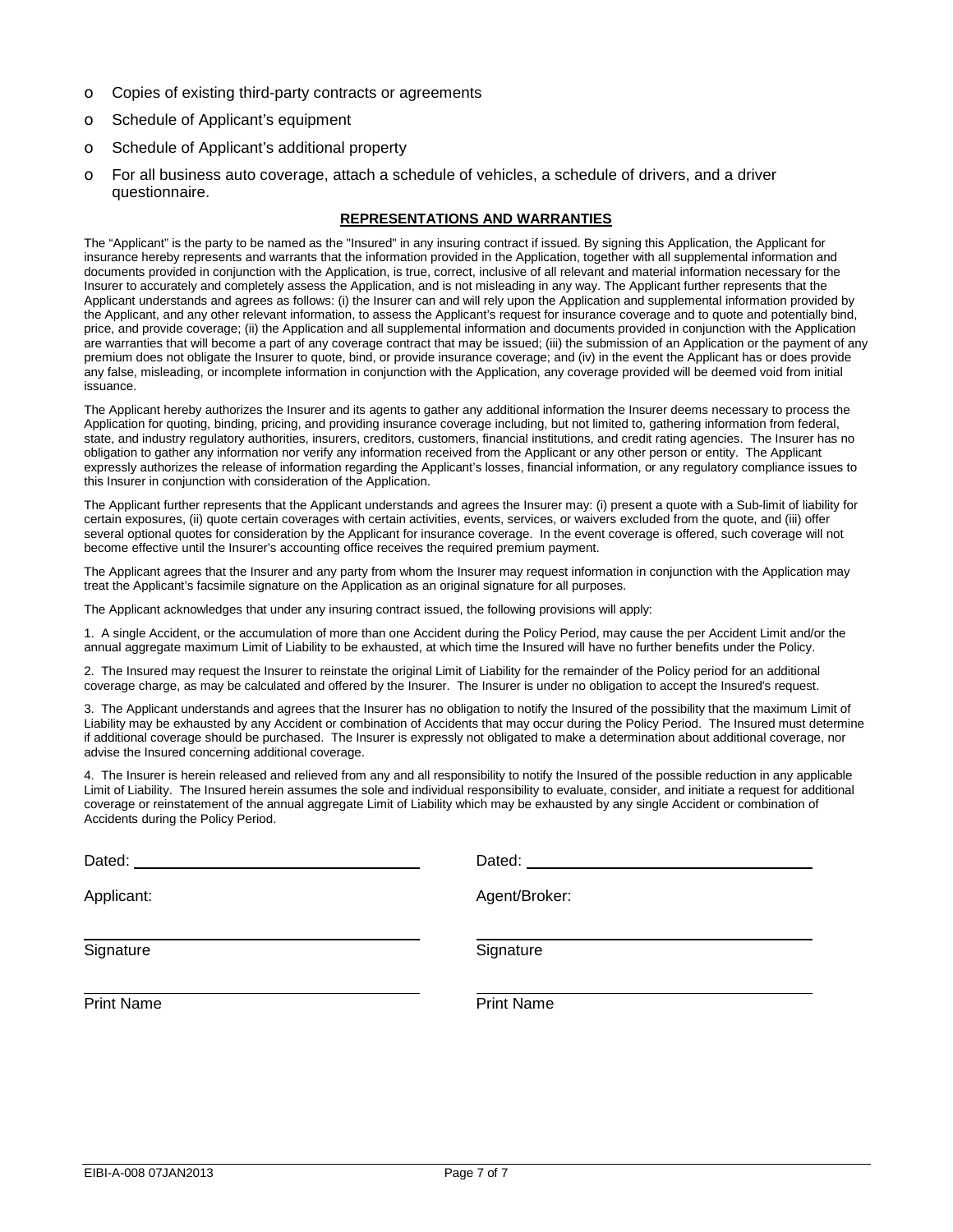- Copies of existing third-party contracts or agreements
- Schedule of Applicant's equipment
- Schedule of Applicant's additional property
- For all business auto coverage, attach a schedule of vehicles, a schedule of drivers, and a driver questionnaire.

## REPRESENTATIONS AND WARRANTIES

The "Applicant" is the party to be named as the "Insured" in any insuring contract if issued. By signing this Application, the Applicant for insurance hereby represents and warrants that the information provided in the Application, together with all supplemental information and documents provided in conjunction with the Application, is true, correct, inclusive of all relevant and material information necessary for the Insurer to accurately and completely assess the Application, and is not misleading in any way. The Applicant further represents that the Applicant understands and agrees as follows: (i) the Insurer can and will rely upon the Application and supplemental information provided by the Applicant, and any other relevant information, to assess the Applicant's request for insurance coverage and to quote and potentially bind, price, and provide coverage; (ii) the Application and all supplemental information and documents provided in conjunction with the Application are warranties that will become a part of any coverage contract that may be issued; (iii) the submission of an Application or the payment of any premium does not obligate the Insurer to quote, bind, or provide insurance coverage; and (iv) in the event the Applicant has or does provide any false, misleading, or incomplete information in conjunction with the Application, any coverage provided will be deemed void from initial issuance.

The Applicant hereby authorizes the Insurer and its agents to gather any additional information the Insurer deems necessary to process the Application for quoting, binding, pricing, and providing insurance coverage including, but not limited to, gathering information from federal, state, and industry regulatory authorities, insurers, creditors, customers, financial institutions, and credit rating agencies. The Insurer has no obligation to gather any information nor verify any information received from the Applicant or any other person or entity. The Applicant expressly authorizes the release of information regarding the Applicant's losses, financial information, or any regulatory compliance issues to this Insurer in conjunction with consideration of the Application.

The Applicant further represents that the Applicant understands and agrees the Insurer may: (i) present a quote with a Sub-limit of liability for certain exposures, (ii) quote certain coverages with certain activities, events, services, or waivers excluded from the quote, and (iii) offer several optional quotes for consideration by the Applicant for insurance coverage. In the event coverage is offered, such coverage will not become effective until the Insurer's accounting office receives the required premium payment.

The Applicant agrees that the Insurer and any party from whom the Insurer may request information in conjunction with the Application may treat the Applicant's facsimile signature on the Application as an original signature for all purposes.

The Applicant acknowledges that under any insuring contract issued, the following provisions will apply:

1. A single Accident, or the accumulation of more than one Accident during the Policy Period, may cause the per Accident Limit and/or the annual aggregate maximum Limit of Liability to be exhausted, at which time the Insured will have no further benefits under the Policy.

2. The Insured may request the Insurer to reinstate the original Limit of Liability for the remainder of the Policy period for an additional coverage charge, as may be calculated and offered by the Insurer. The Insurer is under no obligation to accept the Insured's request.

3. The Applicant understands and agrees that the Insurer has no obligation to notify the Insured of the possibility that the maximum Limit of Liability may be exhausted by any Accident or combination of Accidents that may occur during the Policy Period. The Insured must determine if additional coverage should be purchased. The Insurer is expressly not obligated to make a determination about additional coverage, nor advise the Insured concerning additional coverage.

4. The Insurer is herein released and relieved from any and all responsibility to notify the Insured of the possible reduction in any applicable Limit of Liability. The Insured herein assumes the sole and individual responsibility to evaluate, consider, and initiate a request for additional coverage or reinstatement of the annual aggregate Limit of Liability which may be exhausted by any single Accident or combination of Accidents during the Policy Period.

Dated: ______________________

Applicant:

______________________
Signature

______________________
Print Name

Dated: ______________________

Agent/Broker:

______________________
Signature

______________________
Print Name

EIBI-A-008 07JAN2013